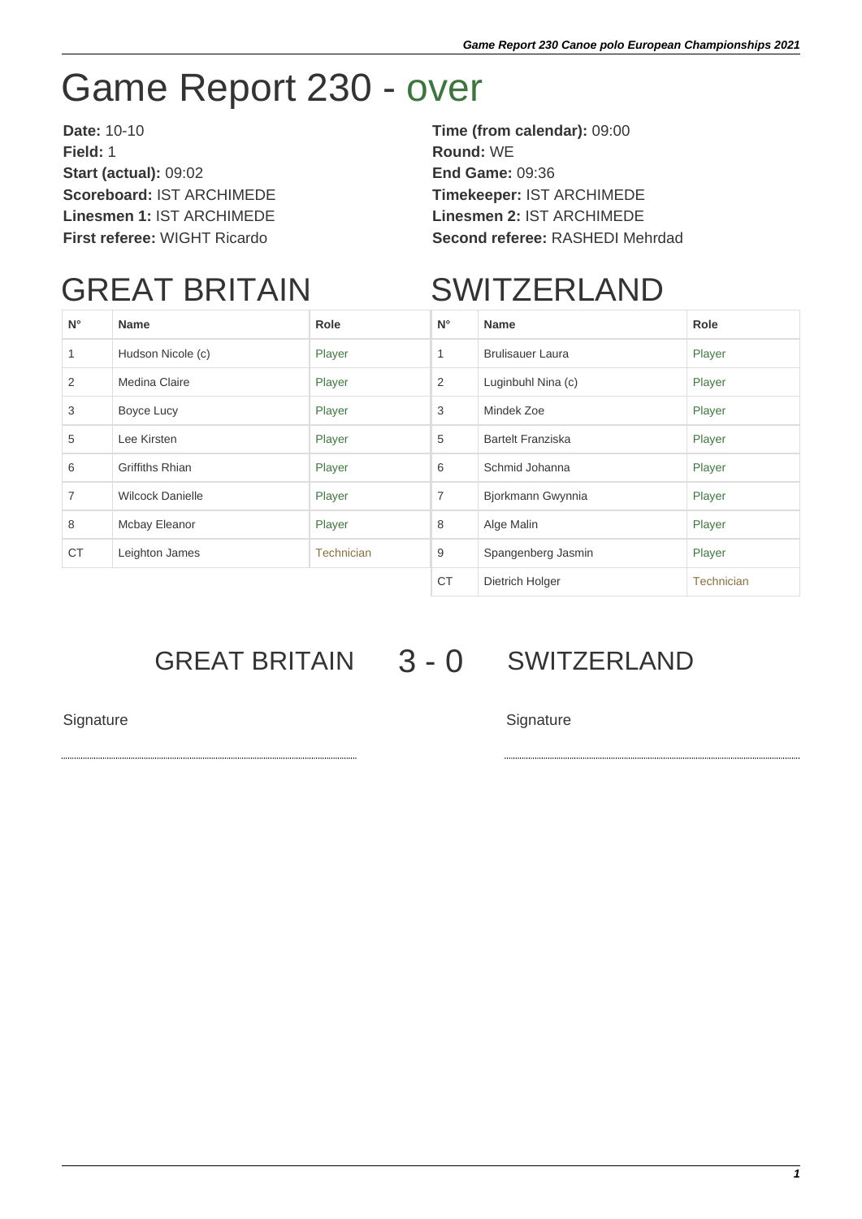# Game Report 230 - over

**Date:** 10-10
**Field:** 1
**Start (actual):** 09:02
**Scoreboard:** IST ARCHIMEDE
**Linesmen 1:** IST ARCHIMEDE
**First referee:** WIGHT Ricardo

**Time (from calendar):** 09:00
**Round:** WE
**End Game:** 09:36
**Timekeeper:** IST ARCHIMEDE
**Linesmen 2:** IST ARCHIMEDE
**Second referee:** RASHEDI Mehrdad

## GREAT BRITAIN

| N° | Name | Role |
|---|---|---|
| 1 | Hudson Nicole (c) | Player |
| 2 | Medina Claire | Player |
| 3 | Boyce Lucy | Player |
| 5 | Lee Kirsten | Player |
| 6 | Griffiths Rhian | Player |
| 7 | Wilcock Danielle | Player |
| 8 | Mcbay Eleanor | Player |
| CT | Leighton James | Technician |

## SWITZERLAND

| N° | Name | Role |
|---|---|---|
| 1 | Brulisauer Laura | Player |
| 2 | Luginbuhl Nina (c) | Player |
| 3 | Mindek Zoe | Player |
| 5 | Bartelt Franziska | Player |
| 6 | Schmid Johanna | Player |
| 7 | Bjorkmann Gwynnia | Player |
| 8 | Alge Malin | Player |
| 9 | Spangenberg Jasmin | Player |
| CT | Dietrich Holger | Technician |

GREAT BRITAIN 3 - 0 SWITZERLAND

Signature

Signature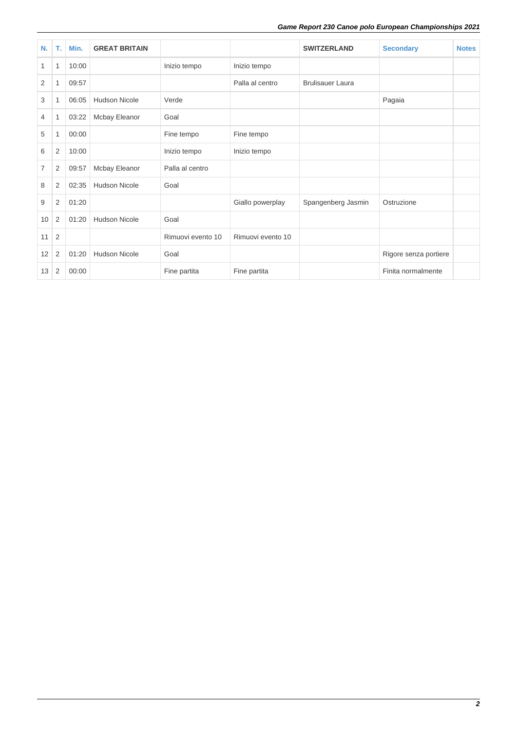| N. | T. | Min. | GREAT BRITAIN | | | SWITZERLAND | Secondary | Notes |
|---|---|---|---|---|---|---|---|---|
| 1 | 1 | 10:00 | | Inizio tempo | Inizio tempo | | | |
| 2 | 1 | 09:57 | | | Palla al centro | Brulisauer Laura | | |
| 3 | 1 | 06:05 | Hudson Nicole | Verde | | | Pagaia | |
| 4 | 1 | 03:22 | Mcbay Eleanor | Goal | | | | |
| 5 | 1 | 00:00 | | Fine tempo | Fine tempo | | | |
| 6 | 2 | 10:00 | | Inizio tempo | Inizio tempo | | | |
| 7 | 2 | 09:57 | Mcbay Eleanor | Palla al centro | | | | |
| 8 | 2 | 02:35 | Hudson Nicole | Goal | | | | |
| 9 | 2 | 01:20 | | | Giallo powerplay | Spangenberg Jasmin | Ostruzione | |
| 10 | 2 | 01:20 | Hudson Nicole | Goal | | | | |
| 11 | 2 | | | Rimuovi evento 10 | Rimuovi evento 10 | | | |
| 12 | 2 | 01:20 | Hudson Nicole | Goal | | | Rigore senza portiere | |
| 13 | 2 | 00:00 | | Fine partita | Fine partita | | Finita normalmente | |